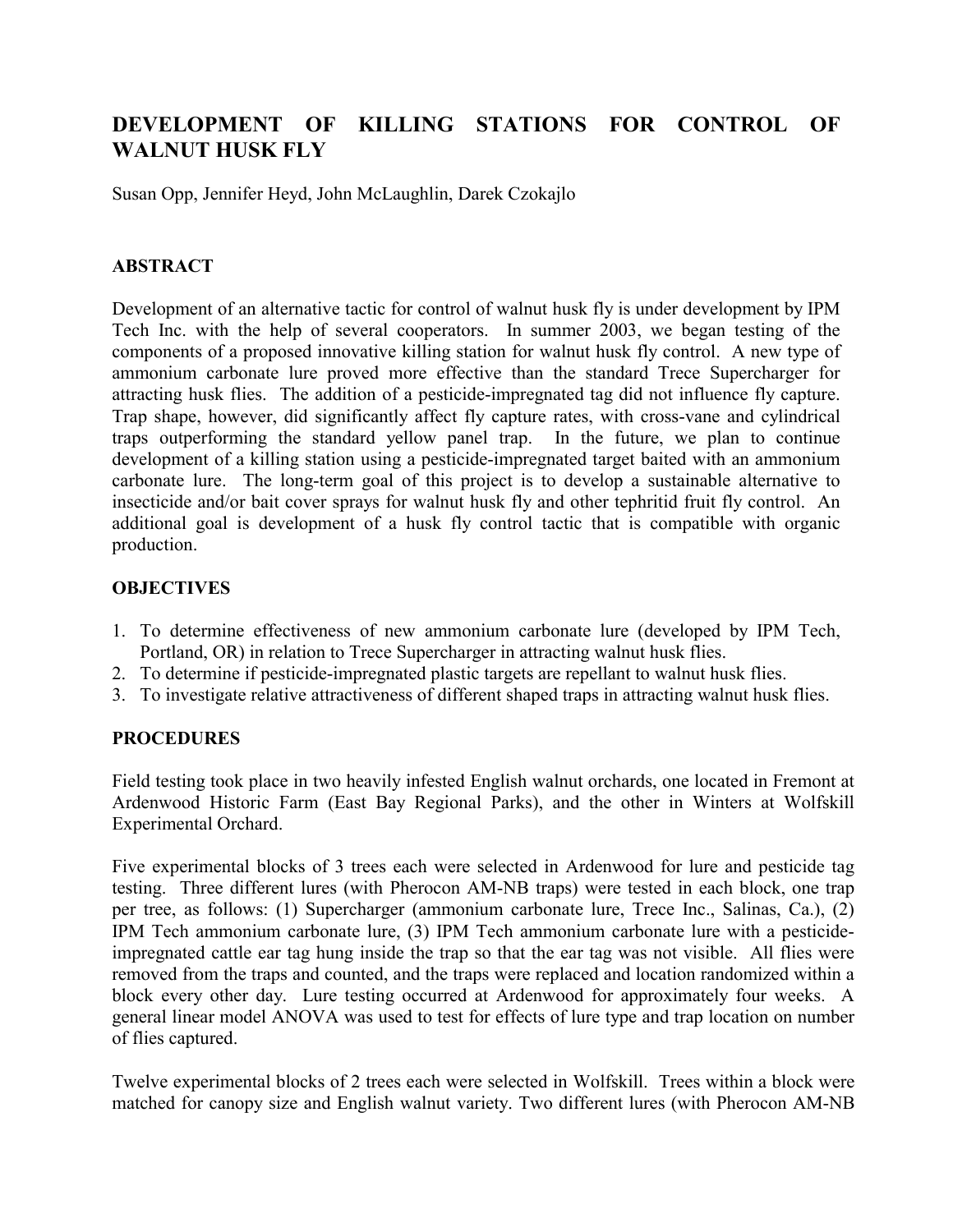# DEVELOPMENT OF KILLING STATIONS FOR CONTROL OF WALNUT HUSK FLY

Susan Opp, Jennifer Heyd, John McLaughlin, Darek Czokajlo

## ABSTRACT

Development of an alternative tactic for control of walnut husk fly is under development by IPM Tech Inc. with the help of several cooperators. In summer 2003, we began testing of the components of a proposed innovative killing station for walnut husk fly control. A new type of ammonium carbonate lure proved more effective than the standard Trece Supercharger for attracting husk flies. The addition of a pesticide-impregnated tag did not influence fly capture. Trap shape, however, did significantly affect fly capture rates, with cross-vane and cylindrical traps outperforming the standard yellow panel trap. In the future, we plan to continue development of a killing station using a pesticide-impregnated target baited with an ammonium carbonate lure. The long-term goal of this project is to develop a sustainable alternative to insecticide and/or bait cover sprays for walnut husk fly and other tephritid fruit fly control. An additional goal is development of a husk fly control tactic that is compatible with organic production.

## OBJECTIVES

1. To determine effectiveness of new ammonium carbonate lure (developed by IPM Tech, Portland, OR) in relation to Trece Supercharger in attracting walnut husk flies.
2. To determine if pesticide-impregnated plastic targets are repellant to walnut husk flies.
3. To investigate relative attractiveness of different shaped traps in attracting walnut husk flies.

## PROCEDURES

Field testing took place in two heavily infested English walnut orchards, one located in Fremont at Ardenwood Historic Farm (East Bay Regional Parks), and the other in Winters at Wolfskill Experimental Orchard.

Five experimental blocks of 3 trees each were selected in Ardenwood for lure and pesticide tag testing. Three different lures (with Pherocon AM-NB traps) were tested in each block, one trap per tree, as follows: (1) Supercharger (ammonium carbonate lure, Trece Inc., Salinas, Ca.), (2) IPM Tech ammonium carbonate lure, (3) IPM Tech ammonium carbonate lure with a pesticide-impregnated cattle ear tag hung inside the trap so that the ear tag was not visible. All flies were removed from the traps and counted, and the traps were replaced and location randomized within a block every other day. Lure testing occurred at Ardenwood for approximately four weeks. A general linear model ANOVA was used to test for effects of lure type and trap location on number of flies captured.

Twelve experimental blocks of 2 trees each were selected in Wolfskill. Trees within a block were matched for canopy size and English walnut variety. Two different lures (with Pherocon AM-NB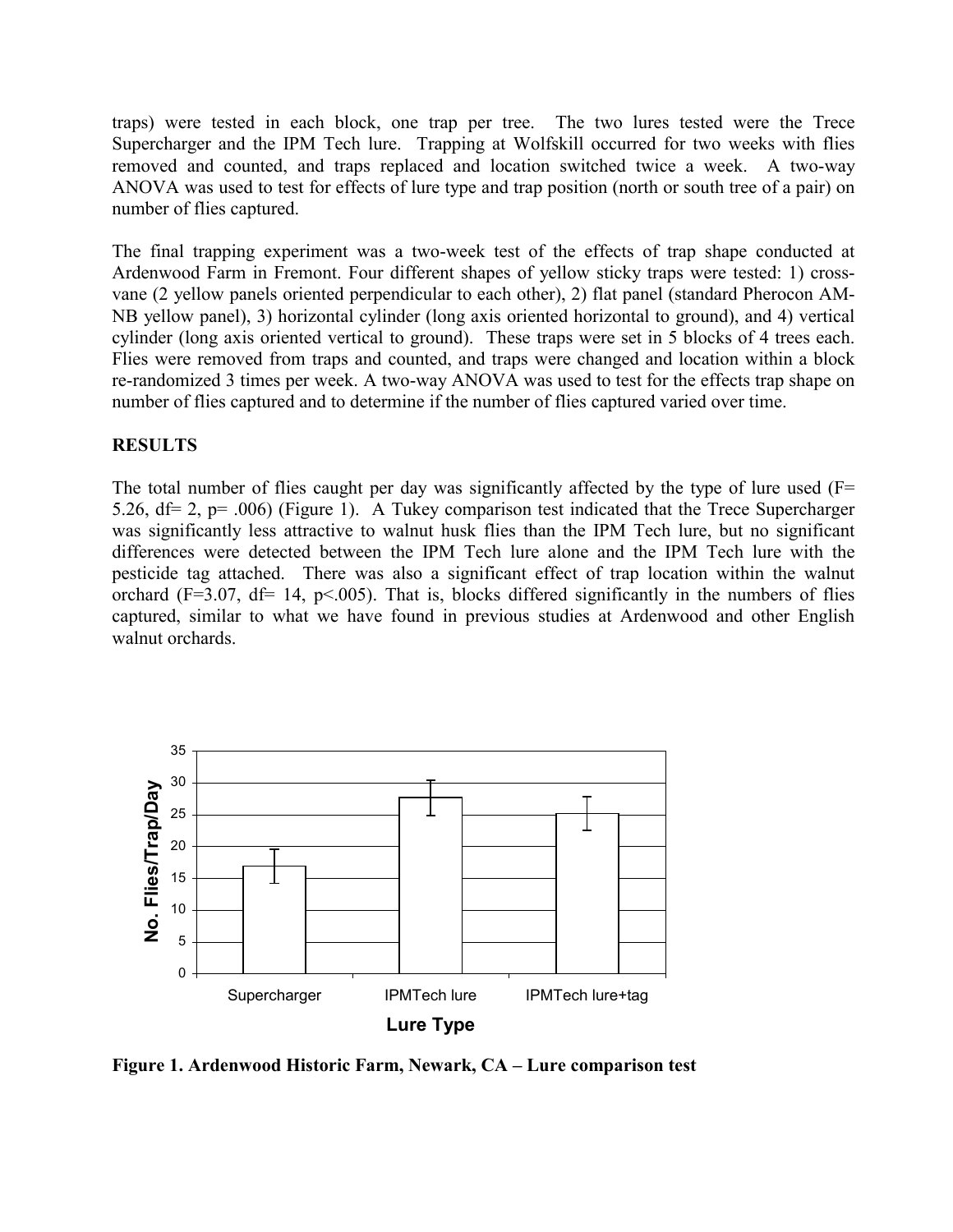traps) were tested in each block, one trap per tree. The two lures tested were the Trece Supercharger and the IPM Tech lure. Trapping at Wolfskill occurred for two weeks with flies removed and counted, and traps replaced and location switched twice a week. A two-way ANOVA was used to test for effects of lure type and trap position (north or south tree of a pair) on number of flies captured.

The final trapping experiment was a two-week test of the effects of trap shape conducted at Ardenwood Farm in Fremont. Four different shapes of yellow sticky traps were tested: 1) cross-vane (2 yellow panels oriented perpendicular to each other), 2) flat panel (standard Pherocon AM-NB yellow panel), 3) horizontal cylinder (long axis oriented horizontal to ground), and 4) vertical cylinder (long axis oriented vertical to ground). These traps were set in 5 blocks of 4 trees each. Flies were removed from traps and counted, and traps were changed and location within a block re-randomized 3 times per week. A two-way ANOVA was used to test for the effects trap shape on number of flies captured and to determine if the number of flies captured varied over time.

## RESULTS

The total number of flies caught per day was significantly affected by the type of lure used ($F= 5.26$, $df= 2$, $p= .006$) (Figure 1). A Tukey comparison test indicated that the Trece Supercharger was significantly less attractive to walnut husk flies than the IPM Tech lure, but no significant differences were detected between the IPM Tech lure alone and the IPM Tech lure with the pesticide tag attached. There was also a significant effect of trap location within the walnut orchard ($F=3.07$, $df= 14$, $p<.005$). That is, blocks differed significantly in the numbers of flies captured, similar to what we have found in previous studies at Ardenwood and other English walnut orchards.

**Figure 1. Ardenwood Historic Farm, Newark, CA – Lure comparison test**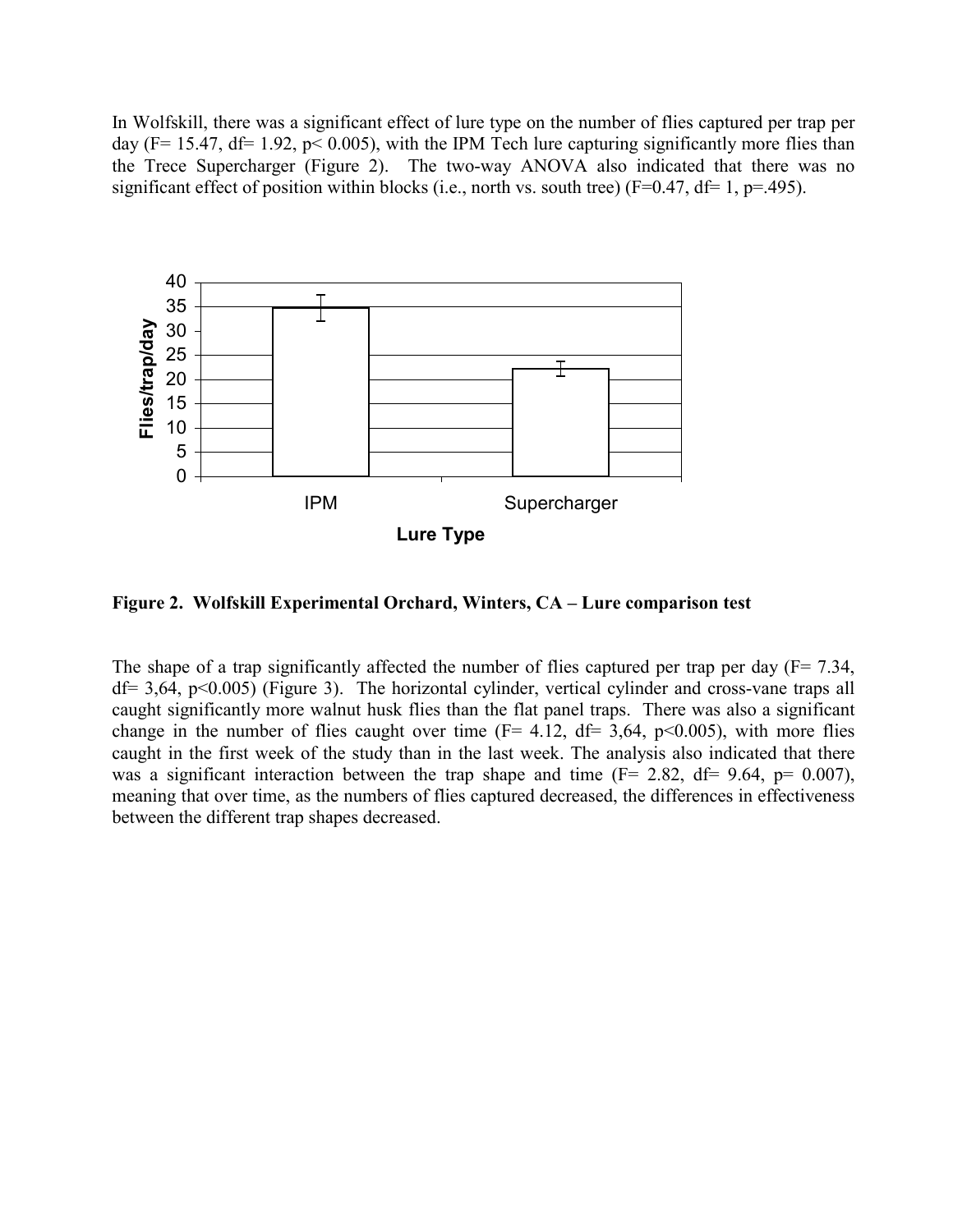In Wolfskill, there was a significant effect of lure type on the number of flies captured per trap per day ($F= 15.47$, $df= 1.92$, $p< 0.005$), with the IPM Tech lure capturing significantly more flies than the Trece Supercharger (Figure 2). The two-way ANOVA also indicated that there was no significant effect of position within blocks (i.e., north vs. south tree) ($F=0.47$, $df= 1$, $p=.495$).

**Figure 2. Wolfskill Experimental Orchard, Winters, CA – Lure comparison test**

The shape of a trap significantly affected the number of flies captured per trap per day ($F= 7.34$, $df= 3,64$, $p<0.005$) (Figure 3). The horizontal cylinder, vertical cylinder and cross-vane traps all caught significantly more walnut husk flies than the flat panel traps. There was also a significant change in the number of flies caught over time ($F= 4.12$, $df= 3,64$, $p<0.005$), with more flies caught in the first week of the study than in the last week. The analysis also indicated that there was a significant interaction between the trap shape and time ($F= 2.82$, $df= 9.64$, $p= 0.007$), meaning that over time, as the numbers of flies captured decreased, the differences in effectiveness between the different trap shapes decreased.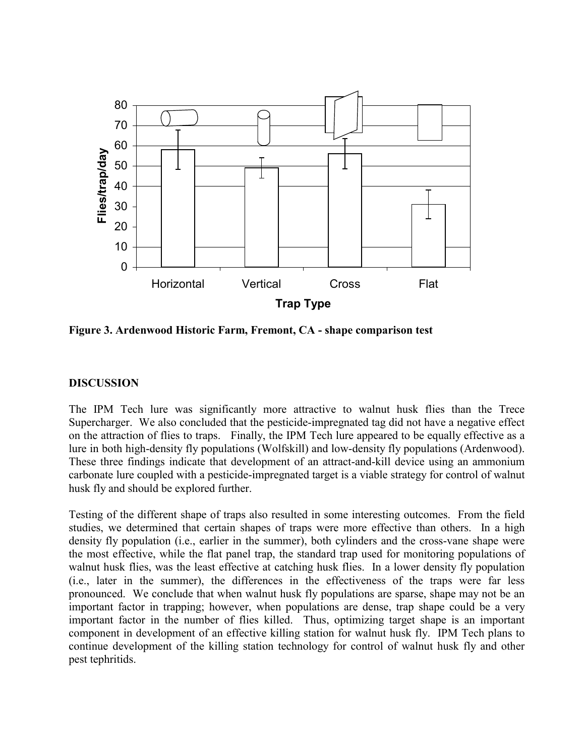80
70
60
50
40
30
20
10
0

Flies/trap/day

Horizontal
Vertical
Cross
Flat

Trap Type

**Figure 3. Ardenwood Historic Farm, Fremont, CA - shape comparison test**

## DISCUSSION

The IPM Tech lure was significantly more attractive to walnut husk flies than the Trece Supercharger. We also concluded that the pesticide-impregnated tag did not have a negative effect on the attraction of flies to traps. Finally, the IPM Tech lure appeared to be equally effective as a lure in both high-density fly populations (Wolfskill) and low-density fly populations (Ardenwood). These three findings indicate that development of an attract-and-kill device using an ammonium carbonate lure coupled with a pesticide-impregnated target is a viable strategy for control of walnut husk fly and should be explored further.

Testing of the different shape of traps also resulted in some interesting outcomes. From the field studies, we determined that certain shapes of traps were more effective than others. In a high density fly population (i.e., earlier in the summer), both cylinders and the cross-vane shape were the most effective, while the flat panel trap, the standard trap used for monitoring populations of walnut husk flies, was the least effective at catching husk flies. In a lower density fly population (i.e., later in the summer), the differences in the effectiveness of the traps were far less pronounced. We conclude that when walnut husk fly populations are sparse, shape may not be an important factor in trapping; however, when populations are dense, trap shape could be a very important factor in the number of flies killed. Thus, optimizing target shape is an important component in development of an effective killing station for walnut husk fly. IPM Tech plans to continue development of the killing station technology for control of walnut husk fly and other pest tephritids.